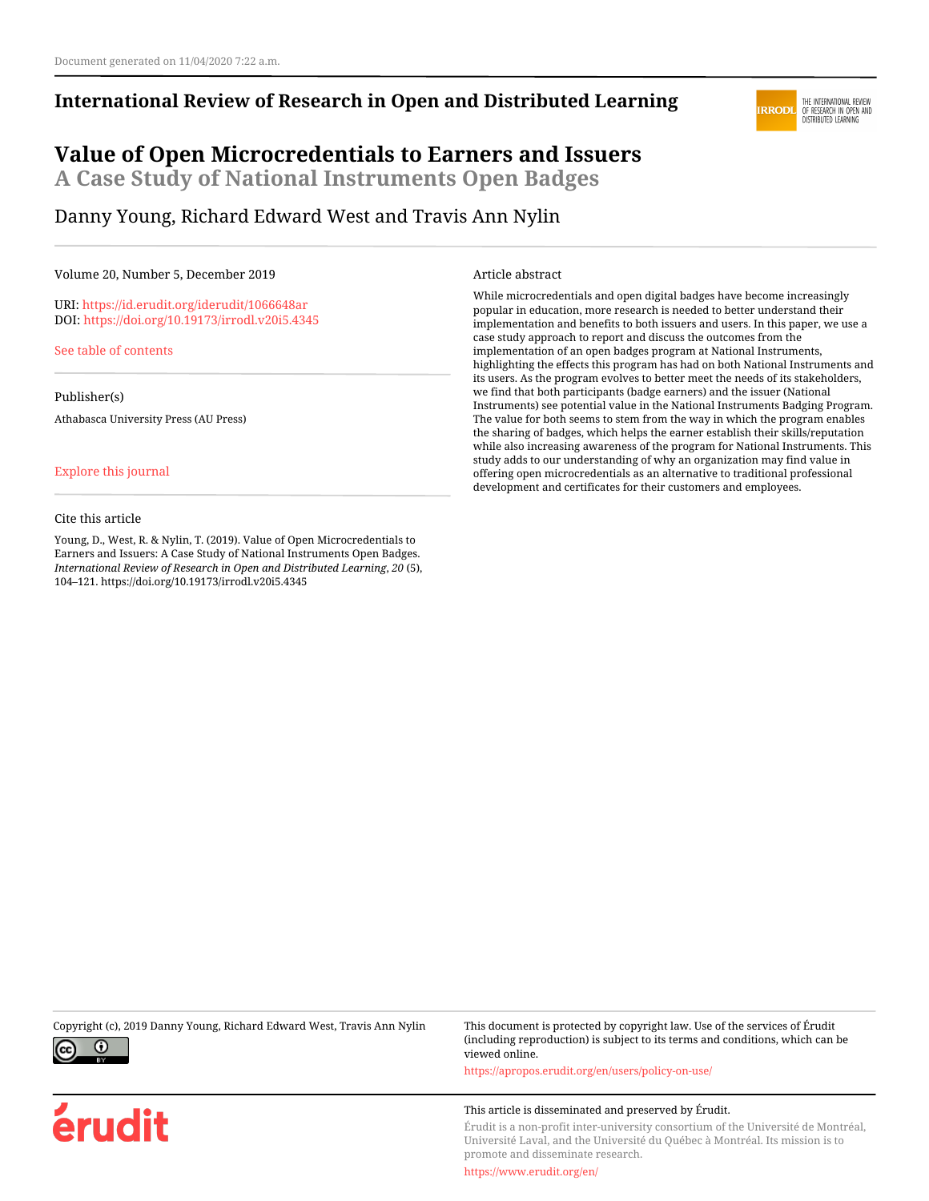Document generated on 11/04/2020 7:22 a.m.

**International Review of Research in Open and Distributed Learning**

# Value of Open Microcredentials to Earners and Issuers

## A Case Study of National Instruments Open Badges

Danny Young, Richard Edward West and Travis Ann Nylin

Volume 20, Number 5, December 2019

URI: https://id.erudit.org/iderudit/1066648ar
DOI: https://doi.org/10.19173/irrodl.v20i5.4345

See table of contents

Publisher(s)

Athabasca University Press (AU Press)

Explore this journal

Cite this article

Young, D., West, R. & Nylin, T. (2019). Value of Open Microcredentials to Earners and Issuers: A Case Study of National Instruments Open Badges. *International Review of Research in Open and Distributed Learning*, *20* (5), 104–121. https://doi.org/10.19173/irrodl.v20i5.4345

Article abstract

While microcredentials and open digital badges have become increasingly popular in education, more research is needed to better understand their implementation and benefits to both issuers and users. In this paper, we use a case study approach to report and discuss the outcomes from the implementation of an open badges program at National Instruments, highlighting the effects this program has had on both National Instruments and its users. As the program evolves to better meet the needs of its stakeholders, we find that both participants (badge earners) and the issuer (National Instruments) see potential value in the National Instruments Badging Program. The value for both seems to stem from the way in which the program enables the sharing of badges, which helps the earner establish their skills/reputation while also increasing awareness of the program for National Instruments. This study adds to our understanding of why an organization may find value in offering open microcredentials as an alternative to traditional professional development and certificates for their customers and employees.

Copyright (c), 2019 Danny Young, Richard Edward West, Travis Ann Nylin

This document is protected by copyright law. Use of the services of Érudit (including reproduction) is subject to its terms and conditions, which can be viewed online.

https://apropos.erudit.org/en/users/policy-on-use/

This article is disseminated and preserved by Érudit.

Érudit is a non-profit inter-university consortium of the Université de Montréal, Université Laval, and the Université du Québec à Montréal. Its mission is to promote and disseminate research.

https://www.erudit.org/en/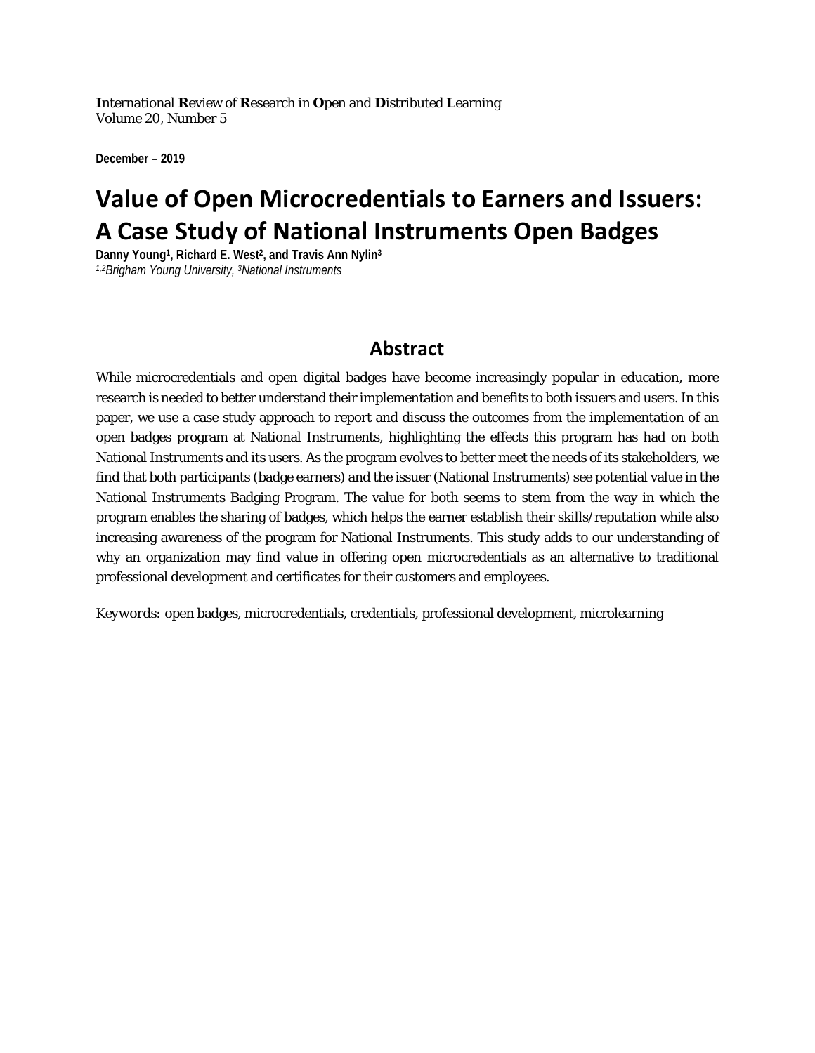**December – 2019**

# Value of Open Microcredentials to Earners and Issuers: A Case Study of National Instruments Open Badges

**Danny Young[1], Richard E. West[2], and Travis Ann Nylin[3]**
*[1,2]Brigham Young University, [3]National Instruments*

## Abstract

While microcredentials and open digital badges have become increasingly popular in education, more research is needed to better understand their implementation and benefits to both issuers and users. In this paper, we use a case study approach to report and discuss the outcomes from the implementation of an open badges program at National Instruments, highlighting the effects this program has had on both National Instruments and its users. As the program evolves to better meet the needs of its stakeholders, we find that both participants (badge earners) and the issuer (National Instruments) see potential value in the National Instruments Badging Program. The value for both seems to stem from the way in which the program enables the sharing of badges, which helps the earner establish their skills/reputation while also increasing awareness of the program for National Instruments. This study adds to our understanding of why an organization may find value in offering open microcredentials as an alternative to traditional professional development and certificates for their customers and employees.

Keywords: open badges, microcredentials, credentials, professional development, microlearning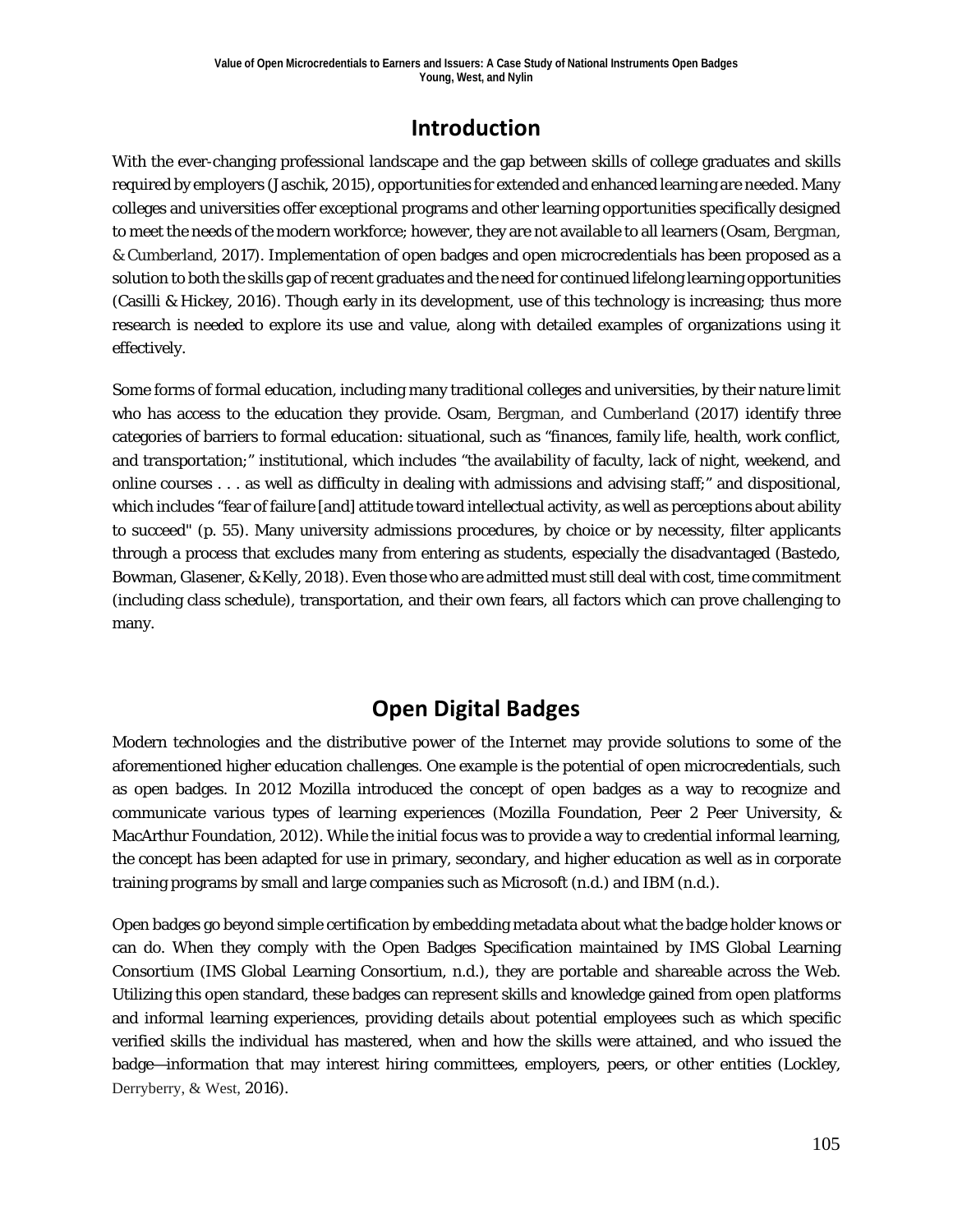## Introduction

With the ever-changing professional landscape and the gap between skills of college graduates and skills required by employers (Jaschik, 2015), opportunities for extended and enhanced learning are needed. Many colleges and universities offer exceptional programs and other learning opportunities specifically designed to meet the needs of the modern workforce; however, they are not available to all learners (Osam, Bergman, & Cumberland, 2017). Implementation of open badges and open microcredentials has been proposed as a solution to both the skills gap of recent graduates and the need for continued lifelong learning opportunities (Casilli & Hickey, 2016). Though early in its development, use of this technology is increasing; thus more research is needed to explore its use and value, along with detailed examples of organizations using it effectively.

Some forms of formal education, including many traditional colleges and universities, by their nature limit who has access to the education they provide. Osam, Bergman, and Cumberland (2017) identify three categories of barriers to formal education: situational, such as "finances, family life, health, work conflict, and transportation;" institutional, which includes "the availability of faculty, lack of night, weekend, and online courses . . . as well as difficulty in dealing with admissions and advising staff;" and dispositional, which includes "fear of failure [and] attitude toward intellectual activity, as well as perceptions about ability to succeed" (p. 55). Many university admissions procedures, by choice or by necessity, filter applicants through a process that excludes many from entering as students, especially the disadvantaged (Bastedo, Bowman, Glasener, & Kelly, 2018). Even those who are admitted must still deal with cost, time commitment (including class schedule), transportation, and their own fears, all factors which can prove challenging to many.

## Open Digital Badges

Modern technologies and the distributive power of the Internet may provide solutions to some of the aforementioned higher education challenges. One example is the potential of open microcredentials, such as open badges. In 2012 Mozilla introduced the concept of open badges as a way to recognize and communicate various types of learning experiences (Mozilla Foundation, Peer 2 Peer University, & MacArthur Foundation, 2012). While the initial focus was to provide a way to credential informal learning, the concept has been adapted for use in primary, secondary, and higher education as well as in corporate training programs by small and large companies such as Microsoft (n.d.) and IBM (n.d.).

Open badges go beyond simple certification by embedding metadata about what the badge holder knows or can do. When they comply with the Open Badges Specification maintained by IMS Global Learning Consortium (IMS Global Learning Consortium, n.d.), they are portable and shareable across the Web. Utilizing this open standard, these badges can represent skills and knowledge gained from open platforms and informal learning experiences, providing details about potential employees such as which specific verified skills the individual has mastered, when and how the skills were attained, and who issued the badge—information that may interest hiring committees, employers, peers, or other entities (Lockley, Derryberry, & West, 2016).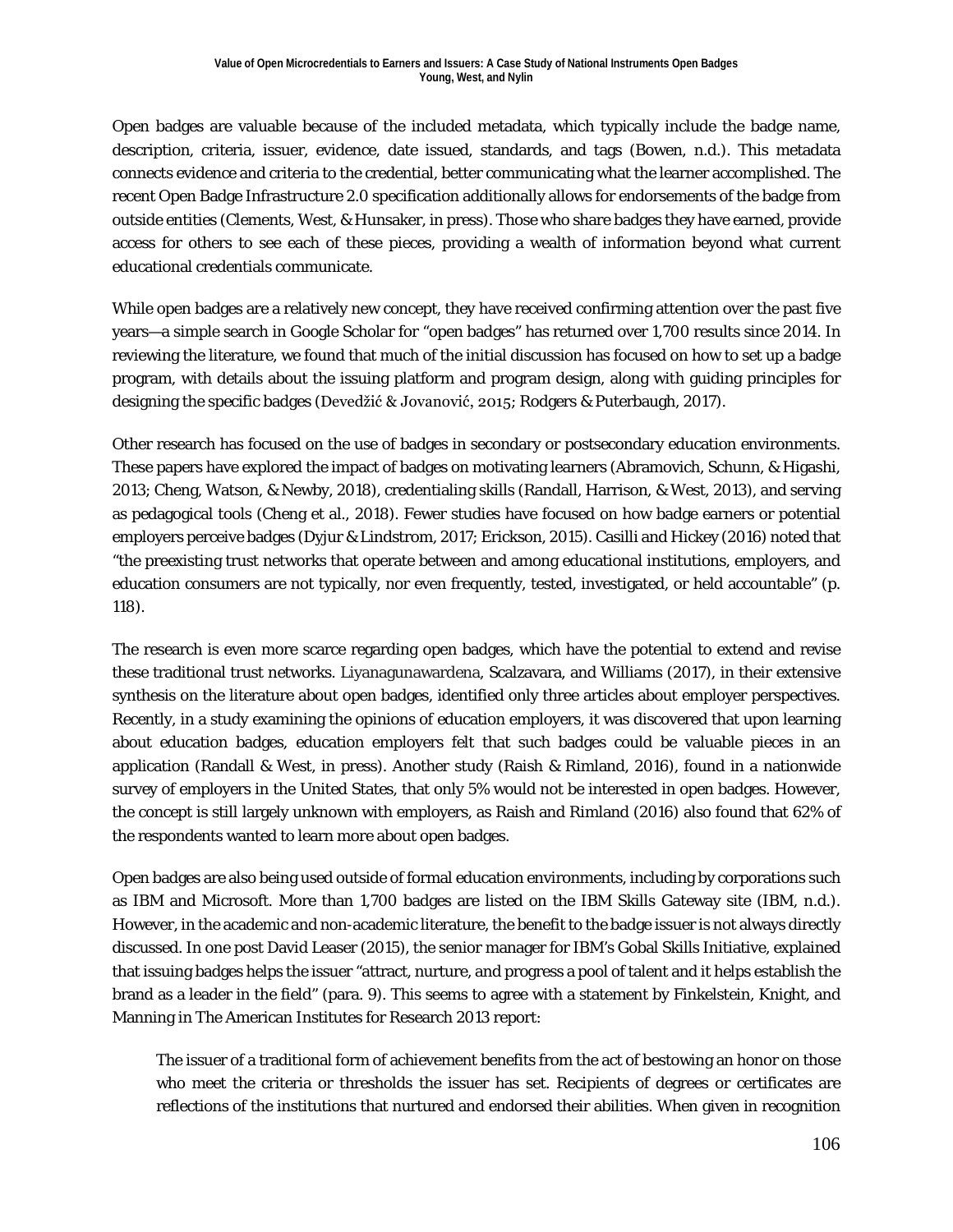Open badges are valuable because of the included metadata, which typically include the badge name, description, criteria, issuer, evidence, date issued, standards, and tags (Bowen, n.d.). This metadata connects evidence and criteria to the credential, better communicating what the learner accomplished. The recent Open Badge Infrastructure 2.0 specification additionally allows for endorsements of the badge from outside entities (Clements, West, & Hunsaker, in press). Those who share badges they have earned, provide access for others to see each of these pieces, providing a wealth of information beyond what current educational credentials communicate.

While open badges are a relatively new concept, they have received confirming attention over the past five years—a simple search in Google Scholar for "open badges" has returned over 1,700 results since 2014. In reviewing the literature, we found that much of the initial discussion has focused on how to set up a badge program, with details about the issuing platform and program design, along with guiding principles for designing the specific badges (Devedžić & Jovanović, 2015; Rodgers & Puterbaugh, 2017).

Other research has focused on the use of badges in secondary or postsecondary education environments. These papers have explored the impact of badges on motivating learners (Abramovich, Schunn, & Higashi, 2013; Cheng, Watson, & Newby, 2018), credentialing skills (Randall, Harrison, & West, 2013), and serving as pedagogical tools (Cheng et al., 2018). Fewer studies have focused on how badge earners or potential employers perceive badges (Dyjur & Lindstrom, 2017; Erickson, 2015). Casilli and Hickey (2016) noted that "the preexisting trust networks that operate between and among educational institutions, employers, and education consumers are not typically, nor even frequently, tested, investigated, or held accountable" (p. 118).

The research is even more scarce regarding open badges, which have the potential to extend and revise these traditional trust networks. Liyanagunawardena, Scalzavara, and Williams (2017), in their extensive synthesis on the literature about open badges, identified only three articles about employer perspectives. Recently, in a study examining the opinions of education employers, it was discovered that upon learning about education badges, education employers felt that such badges could be valuable pieces in an application (Randall & West, in press). Another study (Raish & Rimland, 2016), found in a nationwide survey of employers in the United States, that only 5% would not be interested in open badges. However, the concept is still largely unknown with employers, as Raish and Rimland (2016) also found that 62% of the respondents wanted to learn more about open badges.

Open badges are also being used outside of formal education environments, including by corporations such as IBM and Microsoft. More than 1,700 badges are listed on the IBM Skills Gateway site (IBM, n.d.). However, in the academic and non-academic literature, the benefit to the badge issuer is not always directly discussed. In one post David Leaser (2015), the senior manager for IBM's Gobal Skills Initiative, explained that issuing badges helps the issuer "attract, nurture, and progress a pool of talent and it helps establish the brand as a leader in the field" (para. 9). This seems to agree with a statement by Finkelstein, Knight, and Manning in The American Institutes for Research 2013 report:

> The issuer of a traditional form of achievement benefits from the act of bestowing an honor on those who meet the criteria or thresholds the issuer has set. Recipients of degrees or certificates are reflections of the institutions that nurtured and endorsed their abilities. When given in recognition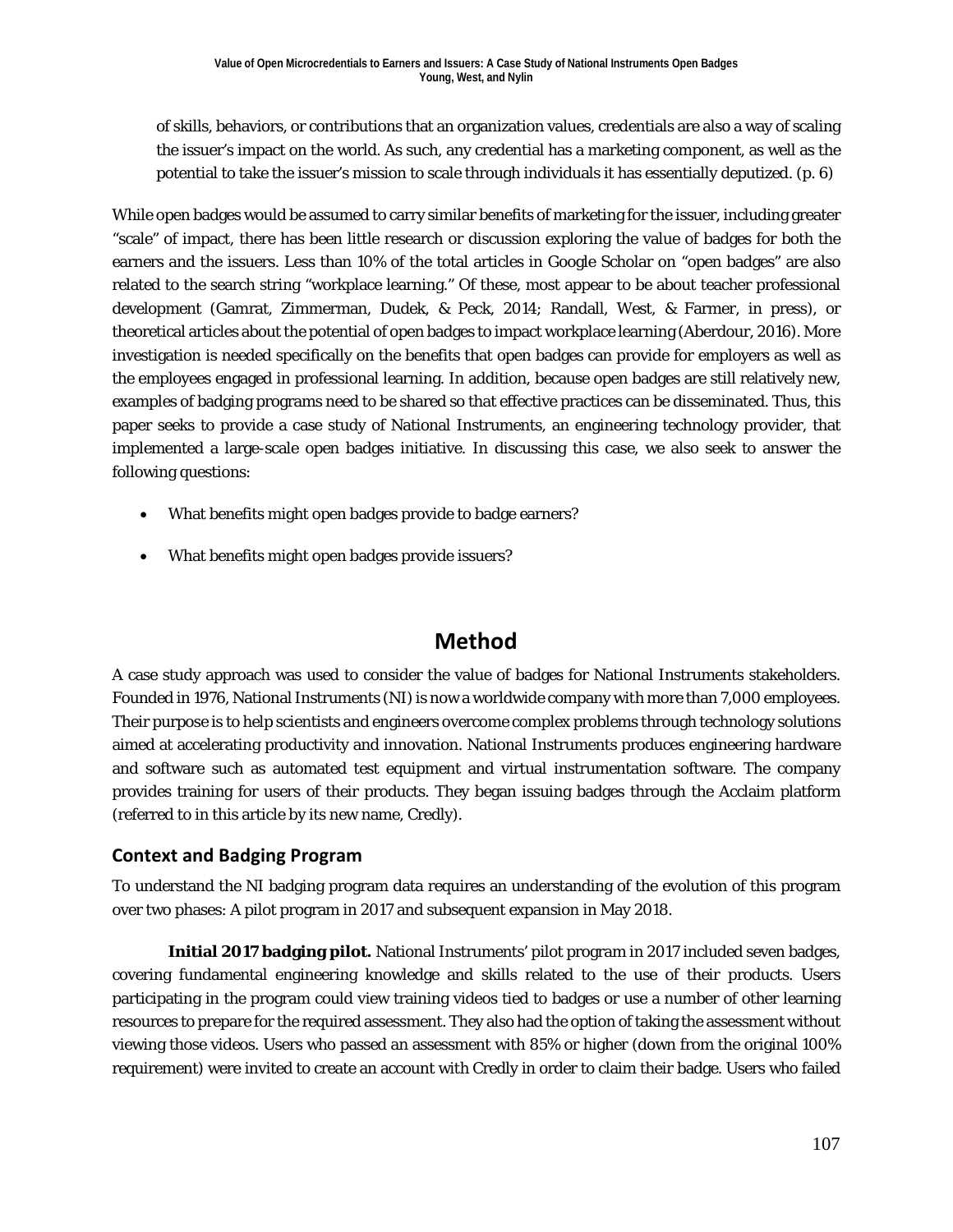> of skills, behaviors, or contributions that an organization values, credentials are also a way of scaling the issuer's impact on the world. As such, any credential has a marketing component, as well as the potential to take the issuer's mission to scale through individuals it has essentially deputized. (p. 6)

While open badges would be assumed to carry similar benefits of marketing for the issuer, including greater "scale" of impact, there has been little research or discussion exploring the value of badges for both the earners and the issuers. Less than 10% of the total articles in Google Scholar on "open badges" are also related to the search string "workplace learning." Of these, most appear to be about teacher professional development (Gamrat, Zimmerman, Dudek, & Peck, 2014; Randall, West, & Farmer, in press), or theoretical articles about the potential of open badges to impact workplace learning (Aberdour, 2016). More investigation is needed specifically on the benefits that open badges can provide for employers as well as the employees engaged in professional learning. In addition, because open badges are still relatively new, examples of badging programs need to be shared so that effective practices can be disseminated. Thus, this paper seeks to provide a case study of National Instruments, an engineering technology provider, that implemented a large-scale open badges initiative. In discussing this case, we also seek to answer the following questions:

- What benefits might open badges provide to badge earners?
- What benefits might open badges provide issuers?

# Method

A case study approach was used to consider the value of badges for National Instruments stakeholders. Founded in 1976, National Instruments (NI) is now a worldwide company with more than 7,000 employees. Their purpose is to help scientists and engineers overcome complex problems through technology solutions aimed at accelerating productivity and innovation. National Instruments produces engineering hardware and software such as automated test equipment and virtual instrumentation software. The company provides training for users of their products. They began issuing badges through the Acclaim platform (referred to in this article by its new name, Credly).

## Context and Badging Program

To understand the NI badging program data requires an understanding of the evolution of this program over two phases: A pilot program in 2017 and subsequent expansion in May 2018.

**Initial 2017 badging pilot.** National Instruments' pilot program in 2017 included seven badges, covering fundamental engineering knowledge and skills related to the use of their products. Users participating in the program could view training videos tied to badges or use a number of other learning resources to prepare for the required assessment. They also had the option of taking the assessment without viewing those videos. Users who passed an assessment with 85% or higher (down from the original 100% requirement) were invited to create an account with Credly in order to claim their badge. Users who failed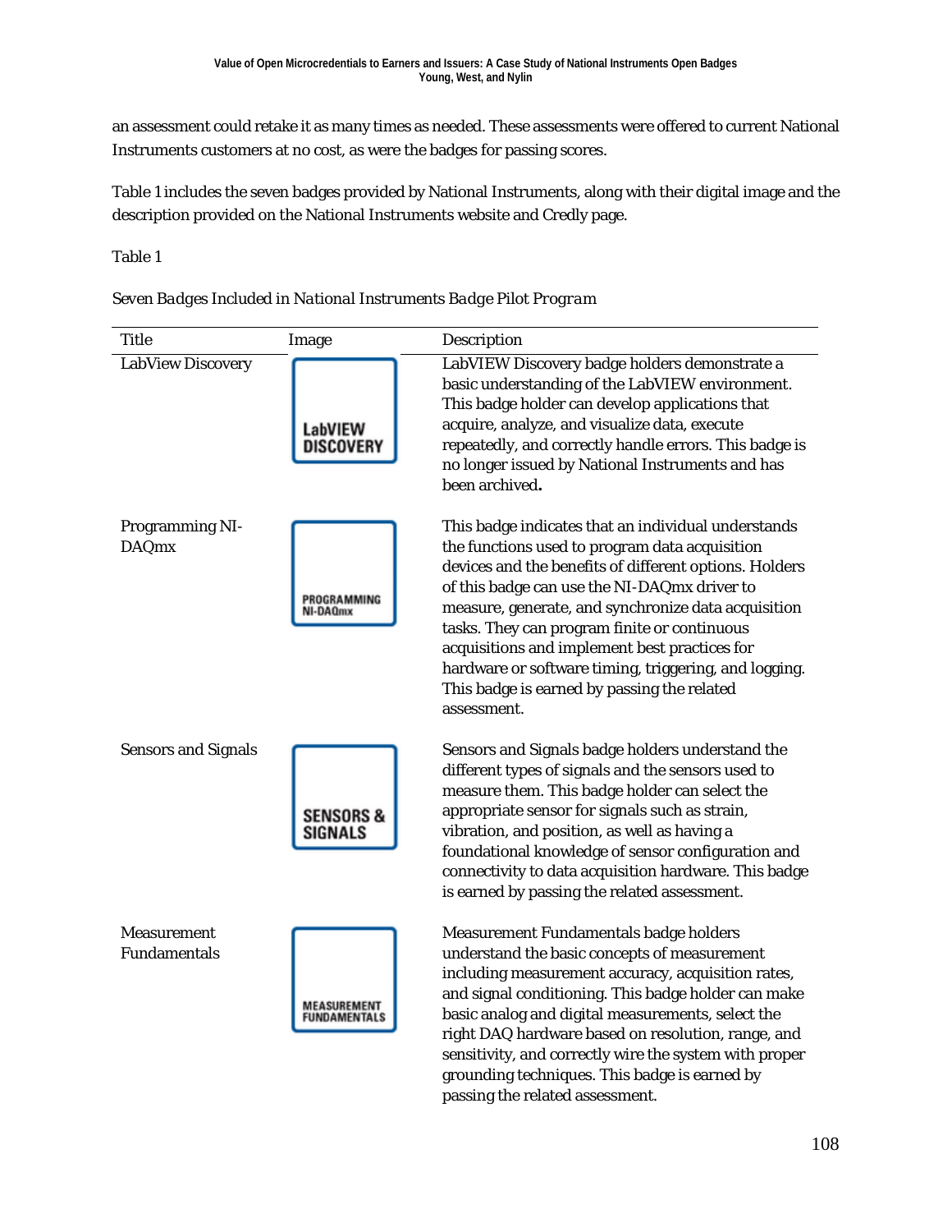an assessment could retake it as many times as needed. These assessments were offered to current National Instruments customers at no cost, as were the badges for passing scores.

Table 1 includes the seven badges provided by National Instruments, along with their digital image and the description provided on the National Instruments website and Credly page.

Table 1

*Seven Badges Included in National Instruments Badge Pilot Program*

| Title | Image | Description |
|---|---|---|
| LabView Discovery | LabVIEW DISCOVERY | LabVIEW Discovery badge holders demonstrate a basic understanding of the LabVIEW environment. This badge holder can develop applications that acquire, analyze, and visualize data, execute repeatedly, and correctly handle errors. This badge is no longer issued by National Instruments and has been archived**.** |
| Programming NI-DAQmx | PROGRAMMING NI-DAQmx | This badge indicates that an individual understands the functions used to program data acquisition devices and the benefits of different options. Holders of this badge can use the NI-DAQmx driver to measure, generate, and synchronize data acquisition tasks. They can program finite or continuous acquisitions and implement best practices for hardware or software timing, triggering, and logging. This badge is earned by passing the related assessment. |
| Sensors and Signals | SENSORS & SIGNALS | Sensors and Signals badge holders understand the different types of signals and the sensors used to measure them. This badge holder can select the appropriate sensor for signals such as strain, vibration, and position, as well as having a foundational knowledge of sensor configuration and connectivity to data acquisition hardware. This badge is earned by passing the related assessment. |
| Measurement Fundamentals | MEASUREMENT FUNDAMENTALS | Measurement Fundamentals badge holders understand the basic concepts of measurement including measurement accuracy, acquisition rates, and signal conditioning. This badge holder can make basic analog and digital measurements, select the right DAQ hardware based on resolution, range, and sensitivity, and correctly wire the system with proper grounding techniques. This badge is earned by passing the related assessment. |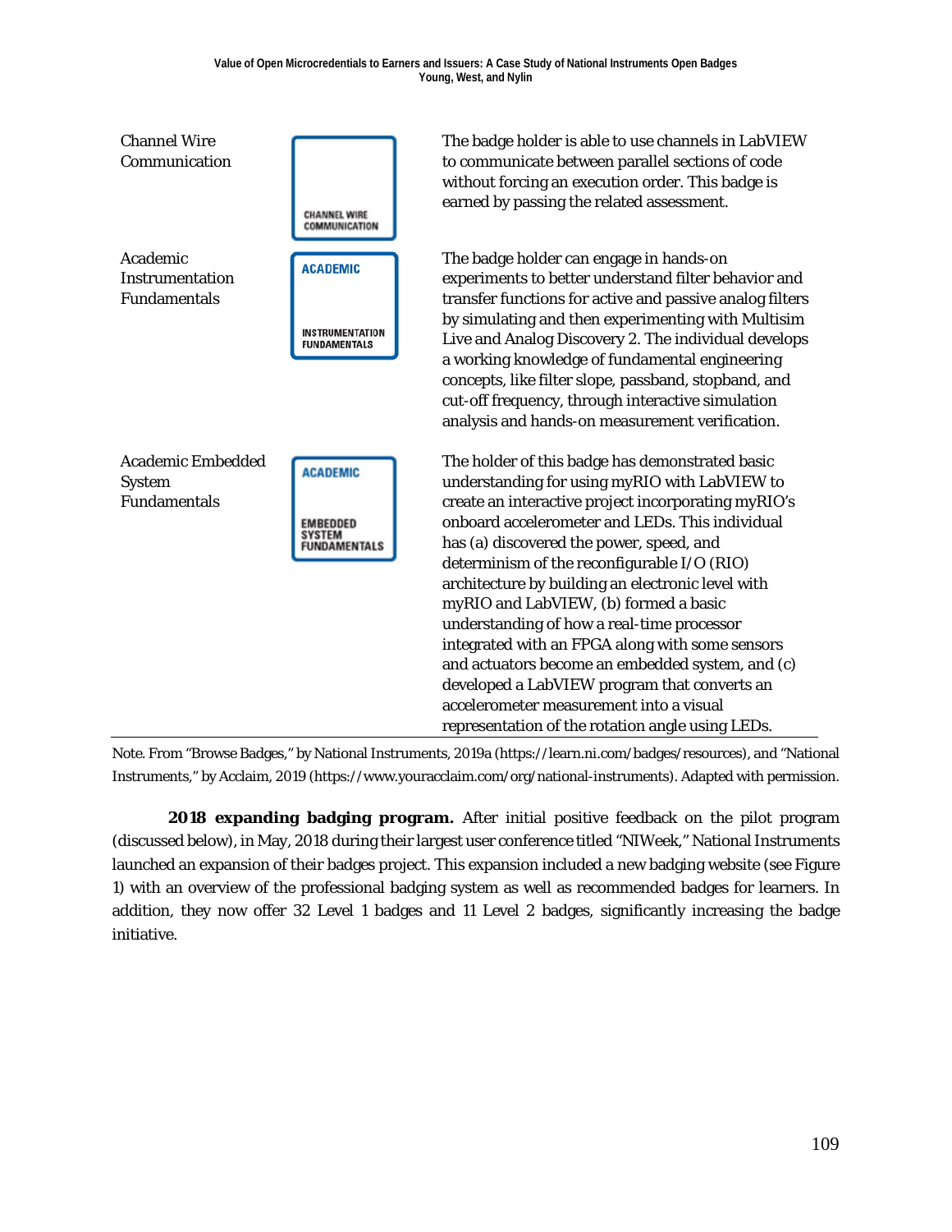| | | |
|---|---|---|
| Channel Wire Communication | CHANNEL WIRE COMMUNICATION | The badge holder is able to use channels in LabVIEW to communicate between parallel sections of code without forcing an execution order. This badge is earned by passing the related assessment. |
| Academic Instrumentation Fundamentals | ACADEMIC INSTRUMENTATION FUNDAMENTALS | The badge holder can engage in hands-on experiments to better understand filter behavior and transfer functions for active and passive analog filters by simulating and then experimenting with Multisim Live and Analog Discovery 2. The individual develops a working knowledge of fundamental engineering concepts, like filter slope, passband, stopband, and cut-off frequency, through interactive simulation analysis and hands-on measurement verification. |
| Academic Embedded System Fundamentals | ACADEMIC EMBEDDED SYSTEM FUNDAMENTALS | The holder of this badge has demonstrated basic understanding for using myRIO with LabVIEW to create an interactive project incorporating myRIO's onboard accelerometer and LEDs. This individual has (a) discovered the power, speed, and determinism of the reconfigurable I/O (RIO) architecture by building an electronic level with myRIO and LabVIEW, (b) formed a basic understanding of how a real-time processor integrated with an FPGA along with some sensors and actuators become an embedded system, and (c) developed a LabVIEW program that converts an accelerometer measurement into a visual representation of the rotation angle using LEDs. |

Note. From "Browse Badges," by National Instruments, 2019a (https://learn.ni.com/badges/resources), and "National Instruments," by Acclaim, 2019 (https://www.youracclaim.com/org/national-instruments). Adapted with permission.

**2018 expanding badging program.** After initial positive feedback on the pilot program (discussed below), in May, 2018 during their largest user conference titled "NIWeek," National Instruments launched an expansion of their badges project. This expansion included a new badging website (see Figure 1) with an overview of the professional badging system as well as recommended badges for learners. In addition, they now offer 32 Level 1 badges and 11 Level 2 badges, significantly increasing the badge initiative.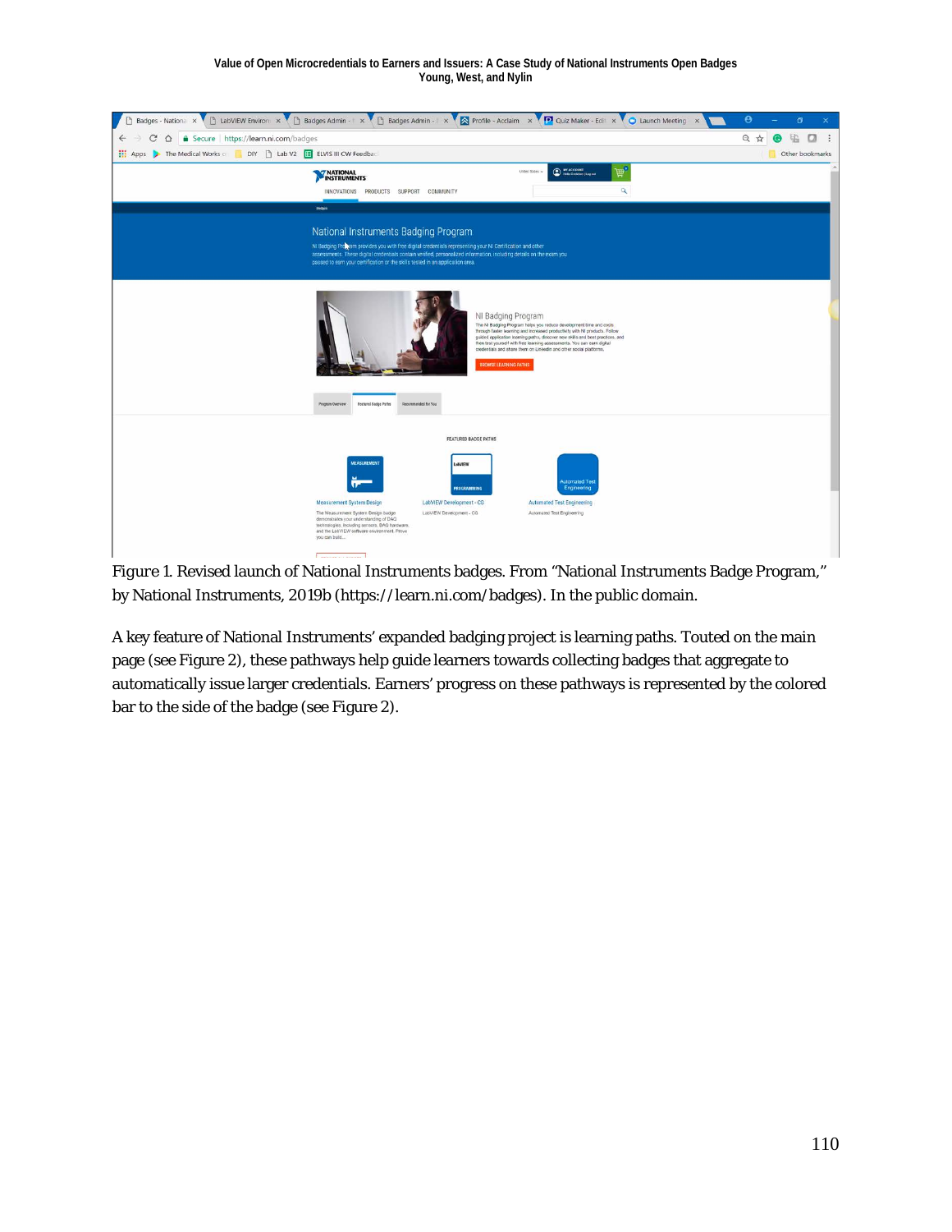Figure 1. Revised launch of National Instruments badges. From "National Instruments Badge Program," by National Instruments, 2019b (https://learn.ni.com/badges). In the public domain.

A key feature of National Instruments' expanded badging project is learning paths. Touted on the main page (see Figure 2), these pathways help guide learners towards collecting badges that aggregate to automatically issue larger credentials. Earners' progress on these pathways is represented by the colored bar to the side of the badge (see Figure 2).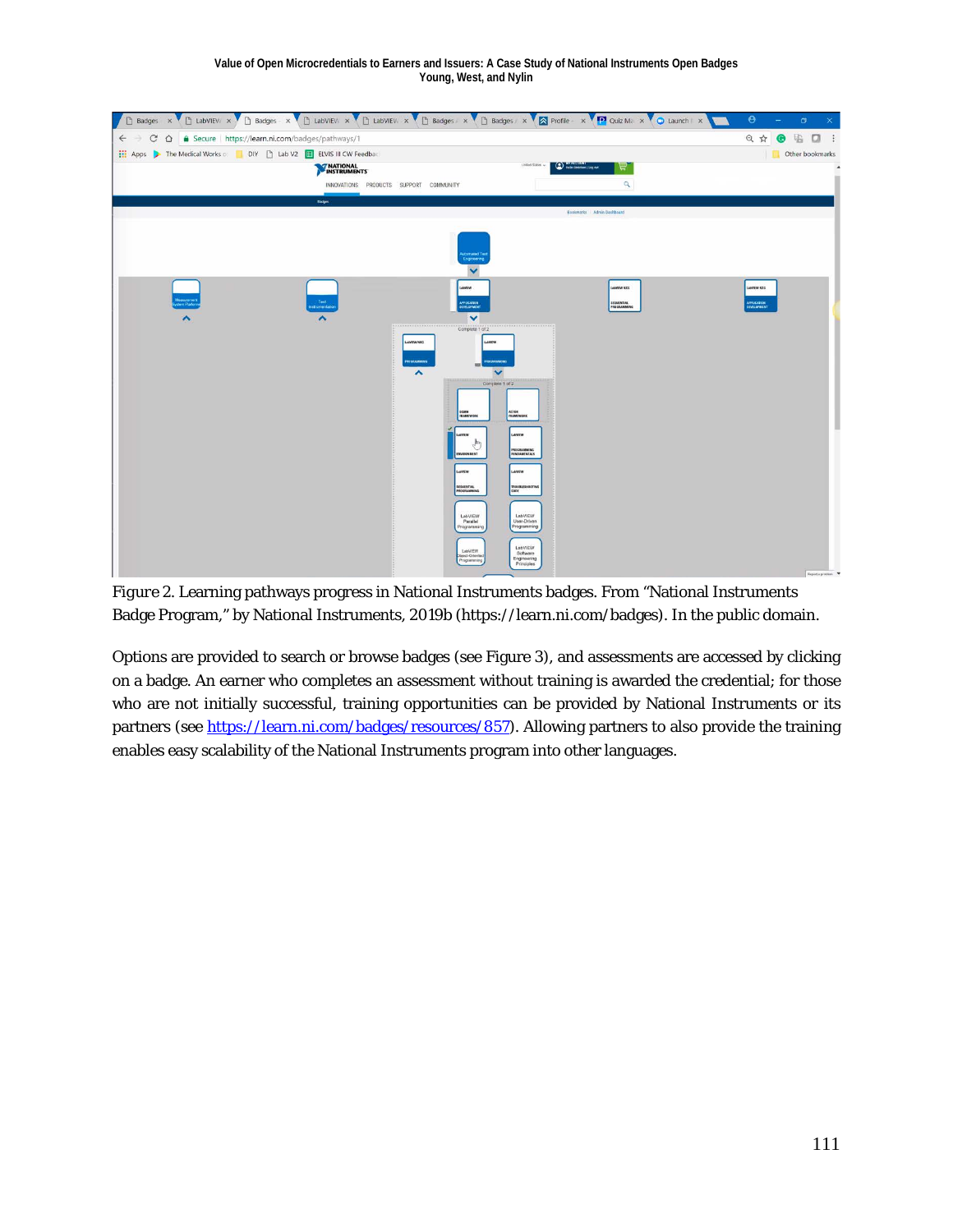Figure 2. Learning pathways progress in National Instruments badges. From "National Instruments Badge Program," by National Instruments, 2019b (https://learn.ni.com/badges). In the public domain.

Options are provided to search or browse badges (see Figure 3), and assessments are accessed by clicking on a badge. An earner who completes an assessment without training is awarded the credential; for those who are not initially successful, training opportunities can be provided by National Instruments or its partners (see [https://learn.ni.com/badges/resources/857](https://learn.ni.com/badges/resources/857)). Allowing partners to also provide the training enables easy scalability of the National Instruments program into other languages.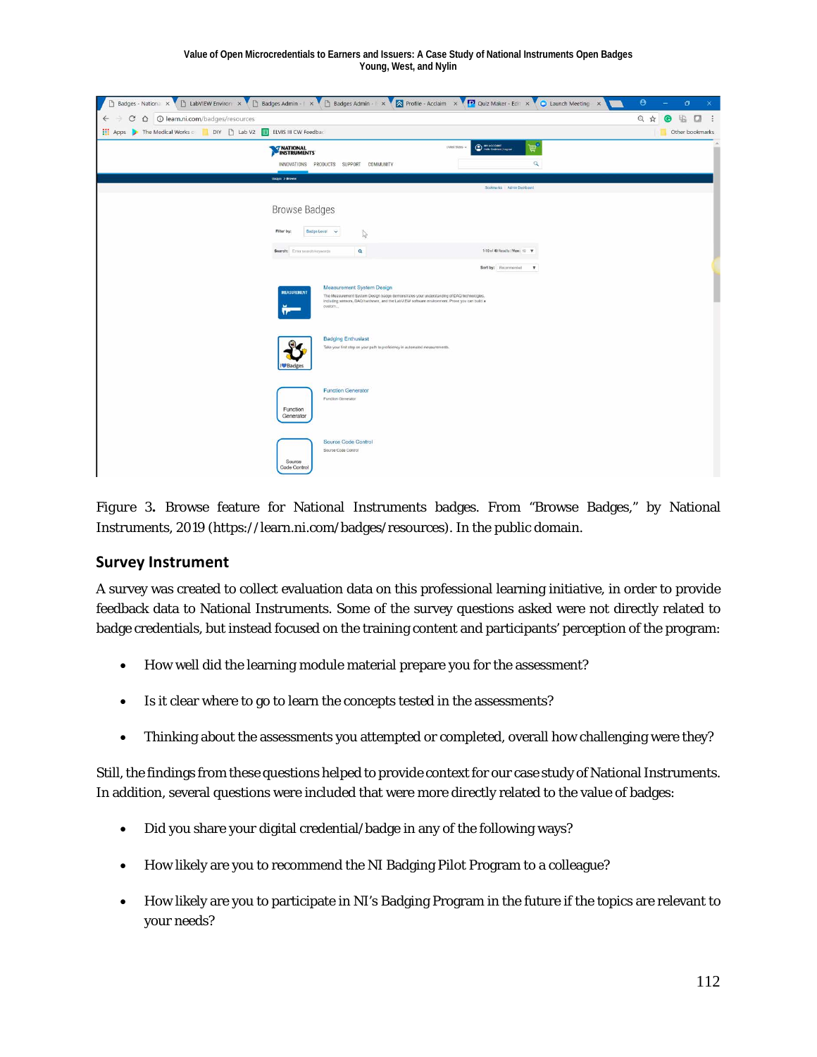Figure 3. Browse feature for National Instruments badges. From "Browse Badges," by National Instruments, 2019 (https://learn.ni.com/badges/resources). In the public domain.

## Survey Instrument

A survey was created to collect evaluation data on this professional learning initiative, in order to provide feedback data to National Instruments. Some of the survey questions asked were not directly related to badge credentials, but instead focused on the training content and participants' perception of the program:

- How well did the learning module material prepare you for the assessment?
- Is it clear where to go to learn the concepts tested in the assessments?
- Thinking about the assessments you attempted or completed, overall how challenging were they?

Still, the findings from these questions helped to provide context for our case study of National Instruments. In addition, several questions were included that were more directly related to the value of badges:

- Did you share your digital credential/badge in any of the following ways?
- How likely are you to recommend the NI Badging Pilot Program to a colleague?
- How likely are you to participate in NI's Badging Program in the future if the topics are relevant to your needs?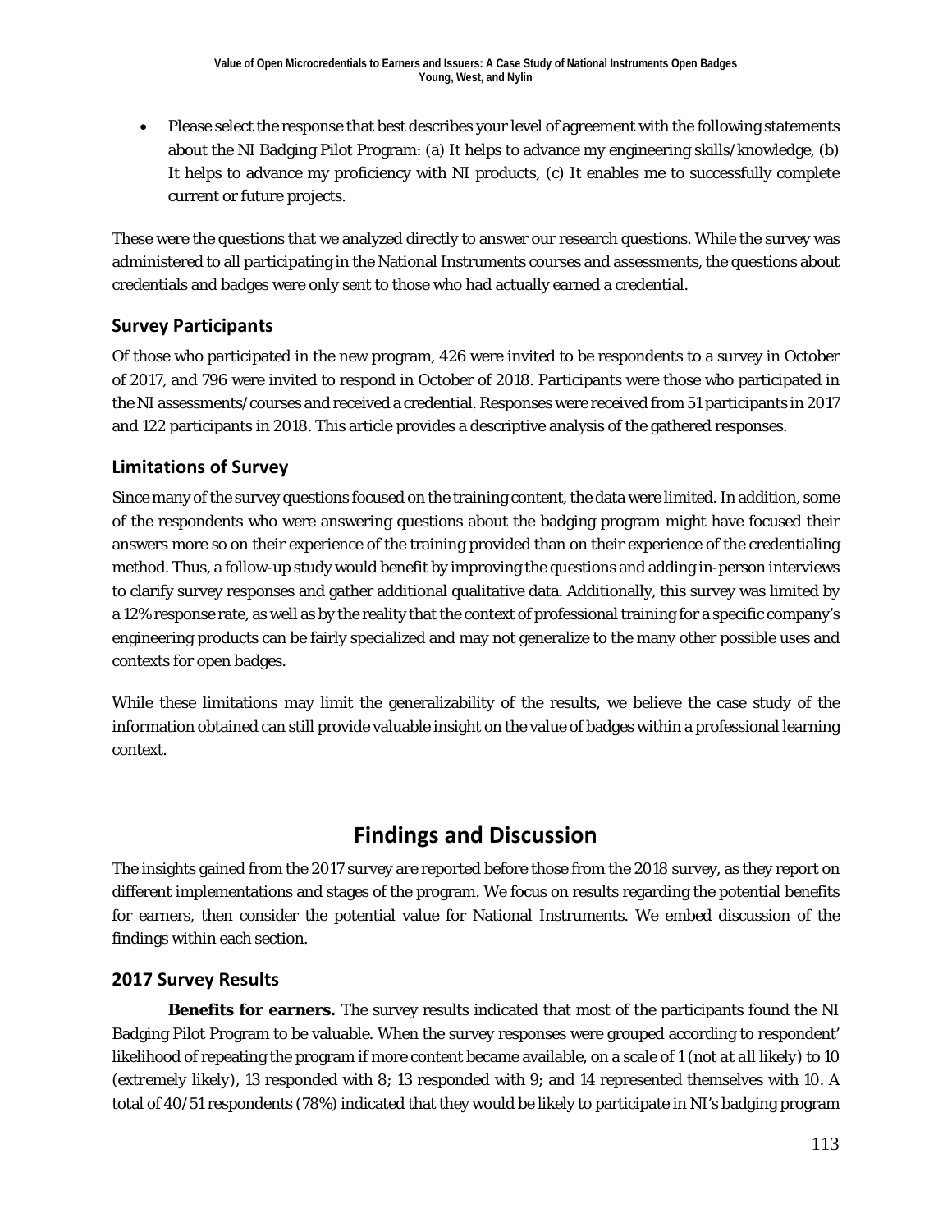- Please select the response that best describes your level of agreement with the following statements about the NI Badging Pilot Program: (a) It helps to advance my engineering skills/knowledge, (b) It helps to advance my proficiency with NI products, (c) It enables me to successfully complete current or future projects.

These were the questions that we analyzed directly to answer our research questions. While the survey was administered to all participating in the National Instruments courses and assessments, the questions about credentials and badges were only sent to those who had actually earned a credential.

## Survey Participants

Of those who participated in the new program, 426 were invited to be respondents to a survey in October of 2017, and 796 were invited to respond in October of 2018. Participants were those who participated in the NI assessments/courses and received a credential. Responses were received from 51 participants in 2017 and 122 participants in 2018. This article provides a descriptive analysis of the gathered responses.

## Limitations of Survey

Since many of the survey questions focused on the training content, the data were limited. In addition, some of the respondents who were answering questions about the badging program might have focused their answers more so on their experience of the training provided than on their experience of the credentialing method. Thus, a follow-up study would benefit by improving the questions and adding in-person interviews to clarify survey responses and gather additional qualitative data. Additionally, this survey was limited by a 12% response rate, as well as by the reality that the context of professional training for a specific company's engineering products can be fairly specialized and may not generalize to the many other possible uses and contexts for open badges.

While these limitations may limit the generalizability of the results, we believe the case study of the information obtained can still provide valuable insight on the value of badges within a professional learning context.

# Findings and Discussion

The insights gained from the 2017 survey are reported before those from the 2018 survey, as they report on different implementations and stages of the program. We focus on results regarding the potential benefits for earners, then consider the potential value for National Instruments. We embed discussion of the findings within each section.

## 2017 Survey Results

**Benefits for earners.** The survey results indicated that most of the participants found the NI Badging Pilot Program to be valuable. When the survey responses were grouped according to respondent' likelihood of repeating the program if more content became available, on a scale of 1 (*not at all likely*) to 10 (*extremely likely*), 13 responded with 8; 13 responded with 9; and 14 represented themselves with 10. A total of 40/51 respondents (78%) indicated that they would be likely to participate in NI's badging program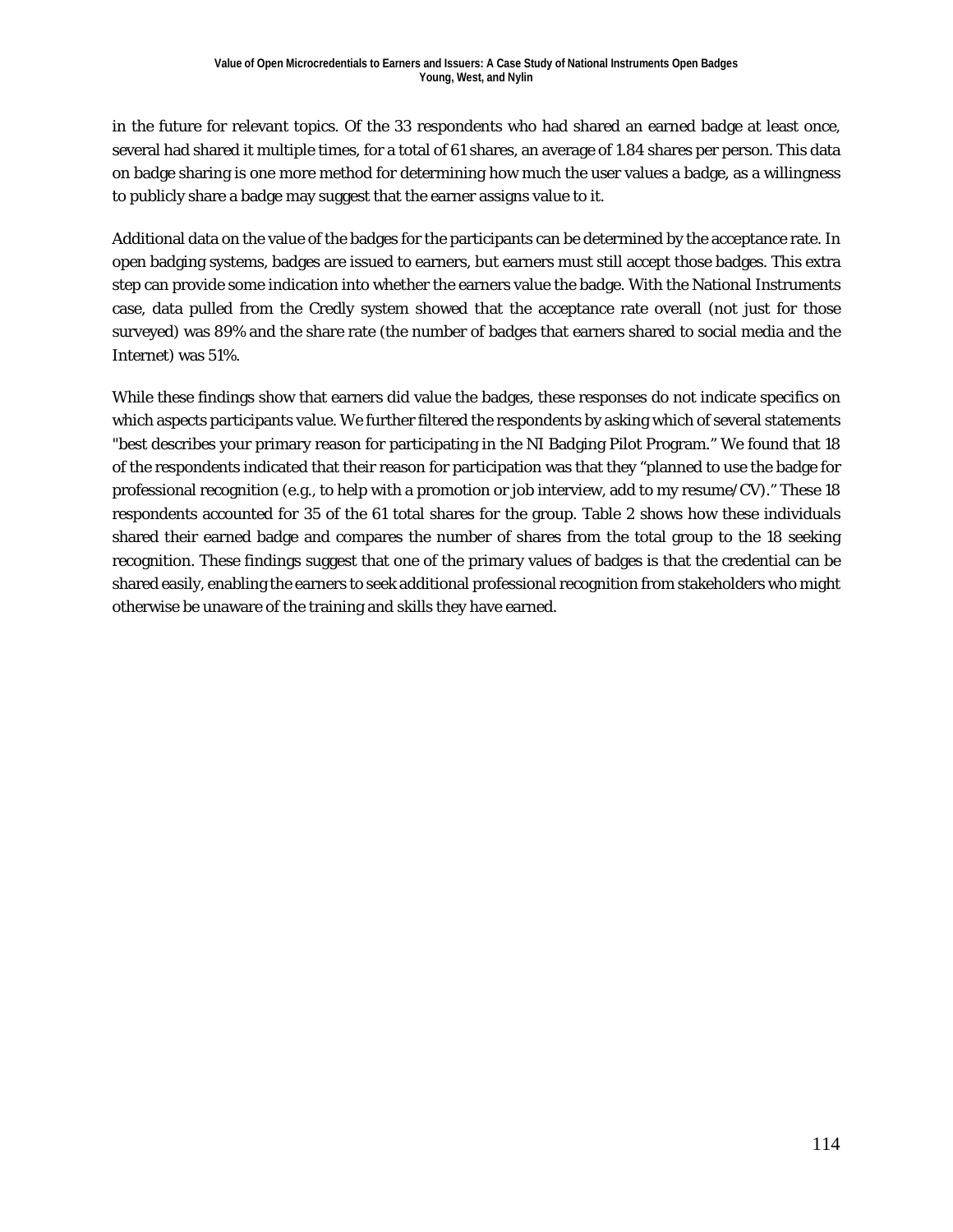in the future for relevant topics. Of the 33 respondents who had shared an earned badge at least once, several had shared it multiple times, for a total of 61 shares, an average of 1.84 shares per person. This data on badge sharing is one more method for determining how much the user values a badge, as a willingness to publicly share a badge may suggest that the earner assigns value to it.

Additional data on the value of the badges for the participants can be determined by the acceptance rate. In open badging systems, badges are issued to earners, but earners must still accept those badges. This extra step can provide some indication into whether the earners value the badge. With the National Instruments case, data pulled from the Credly system showed that the acceptance rate overall (not just for those surveyed) was 89% and the share rate (the number of badges that earners shared to social media and the Internet) was 51%.

While these findings show that earners did value the badges, these responses do not indicate specifics on which aspects participants value. We further filtered the respondents by asking which of several statements "best describes your primary reason for participating in the NI Badging Pilot Program." We found that 18 of the respondents indicated that their reason for participation was that they "planned to use the badge for professional recognition (e.g., to help with a promotion or job interview, add to my resume/CV)." These 18 respondents accounted for 35 of the 61 total shares for the group. Table 2 shows how these individuals shared their earned badge and compares the number of shares from the total group to the 18 seeking recognition. These findings suggest that one of the primary values of badges is that the credential can be shared easily, enabling the earners to seek additional professional recognition from stakeholders who might otherwise be unaware of the training and skills they have earned.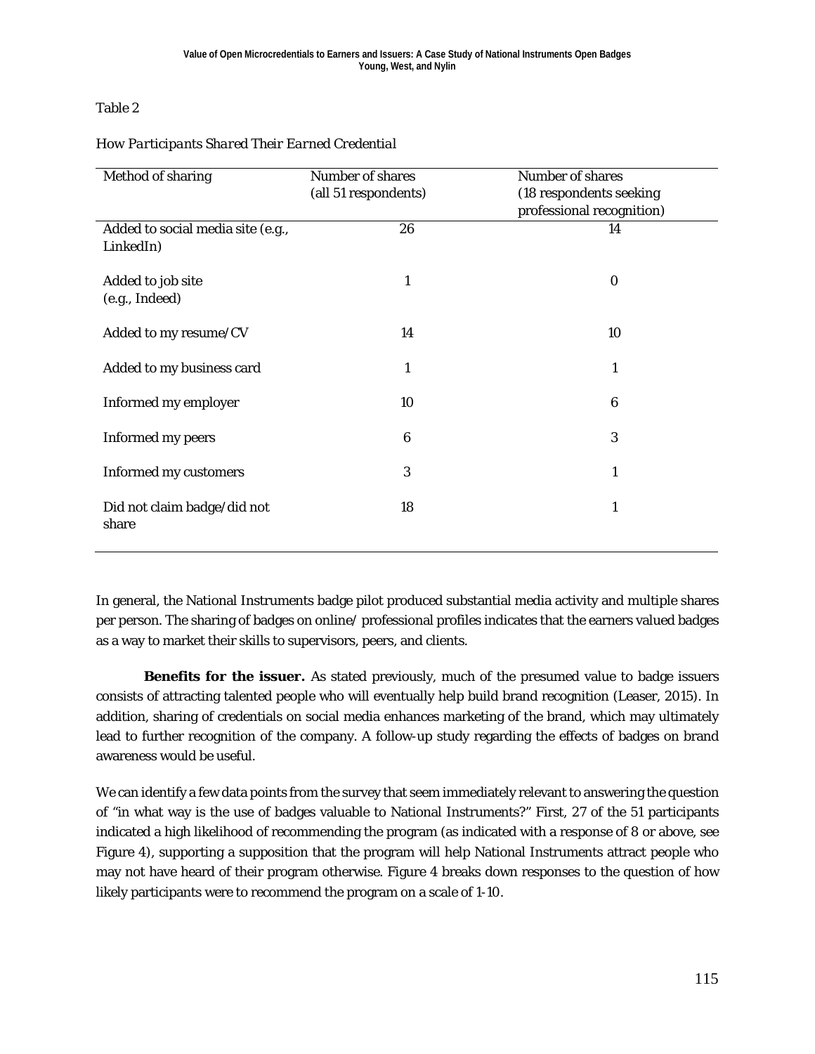Table 2

*How Participants Shared Their Earned Credential*

| Method of sharing | Number of shares (all 51 respondents) | Number of shares (18 respondents seeking professional recognition) |
|---|---|---|
| Added to social media site (e.g., LinkedIn) | 26 | 14 |
| Added to job site (e.g., Indeed) | 1 | 0 |
| Added to my resume/CV | 14 | 10 |
| Added to my business card | 1 | 1 |
| Informed my employer | 10 | 6 |
| Informed my peers | 6 | 3 |
| Informed my customers | 3 | 1 |
| Did not claim badge/did not share | 18 | 1 |

In general, the National Instruments badge pilot produced substantial media activity and multiple shares per person. The sharing of badges on online/ professional profiles indicates that the earners valued badges as a way to market their skills to supervisors, peers, and clients.

**Benefits for the issuer.** As stated previously, much of the presumed value to badge issuers consists of attracting talented people who will eventually help build brand recognition (Leaser, 2015). In addition, sharing of credentials on social media enhances marketing of the brand, which may ultimately lead to further recognition of the company. A follow-up study regarding the effects of badges on brand awareness would be useful.

We can identify a few data points from the survey that seem immediately relevant to answering the question of "in what way is the use of badges valuable to National Instruments?" First, 27 of the 51 participants indicated a high likelihood of recommending the program (as indicated with a response of 8 or above, see Figure 4), supporting a supposition that the program will help National Instruments attract people who may not have heard of their program otherwise. Figure 4 breaks down responses to the question of how likely participants were to recommend the program on a scale of 1-10.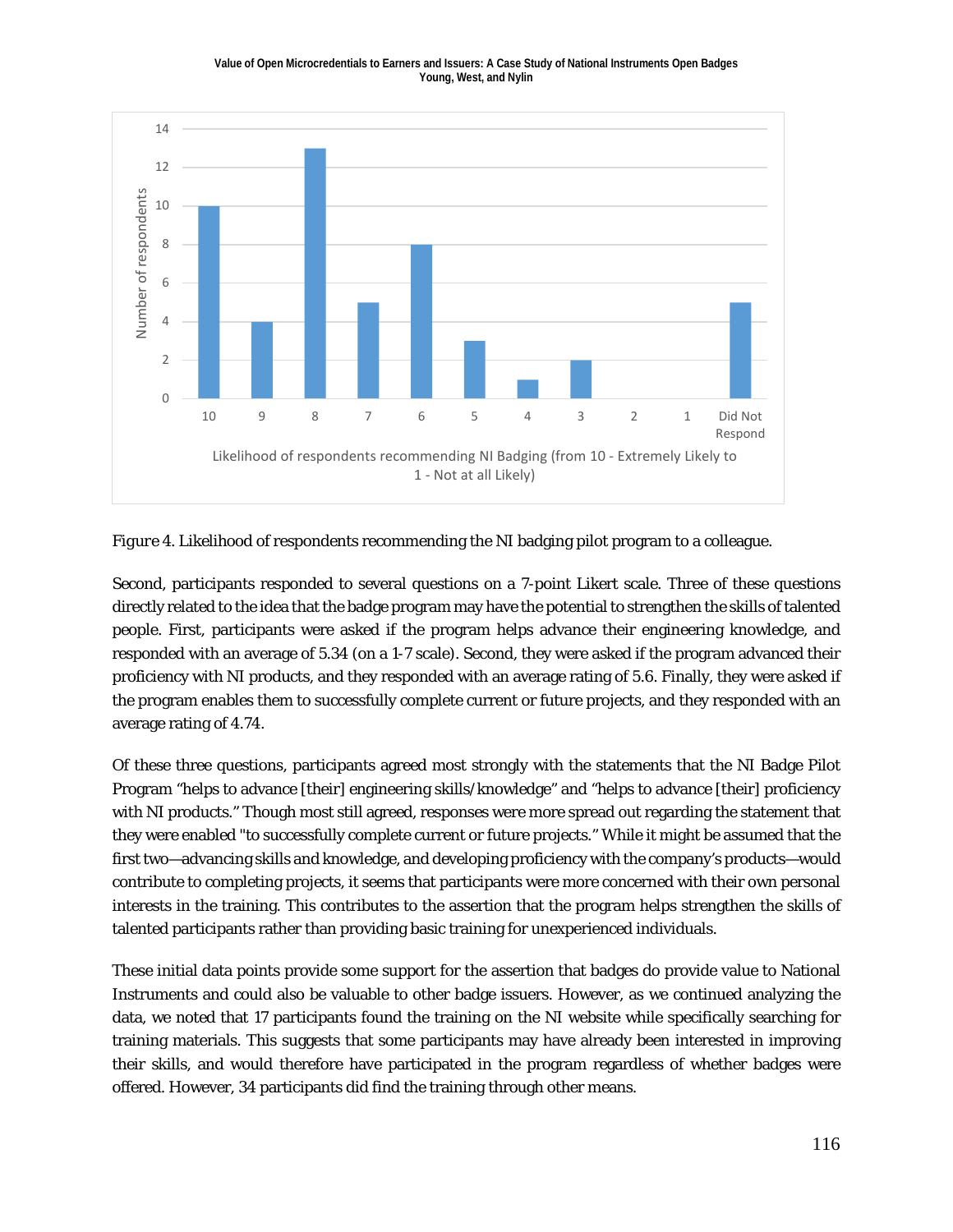Figure 4. Likelihood of respondents recommending the NI badging pilot program to a colleague.

Second, participants responded to several questions on a 7-point Likert scale. Three of these questions directly related to the idea that the badge program may have the potential to strengthen the skills of talented people. First, participants were asked if the program helps advance their engineering knowledge, and responded with an average of 5.34 (on a 1-7 scale). Second, they were asked if the program advanced their proficiency with NI products, and they responded with an average rating of 5.6. Finally, they were asked if the program enables them to successfully complete current or future projects, and they responded with an average rating of 4.74.

Of these three questions, participants agreed most strongly with the statements that the NI Badge Pilot Program “helps to advance [their] engineering skills/knowledge” and “helps to advance [their] proficiency with NI products.” Though most still agreed, responses were more spread out regarding the statement that they were enabled "to successfully complete current or future projects.” While it might be assumed that the first two—advancing skills and knowledge, and developing proficiency with the company’s products—would contribute to completing projects, it seems that participants were more concerned with their own personal interests in the training. This contributes to the assertion that the program helps strengthen the skills of talented participants rather than providing basic training for unexperienced individuals.

These initial data points provide some support for the assertion that badges do provide value to National Instruments and could also be valuable to other badge issuers. However, as we continued analyzing the data, we noted that 17 participants found the training on the NI website while specifically searching for training materials. This suggests that some participants may have already been interested in improving their skills, and would therefore have participated in the program regardless of whether badges were offered. However, 34 participants did find the training through other means.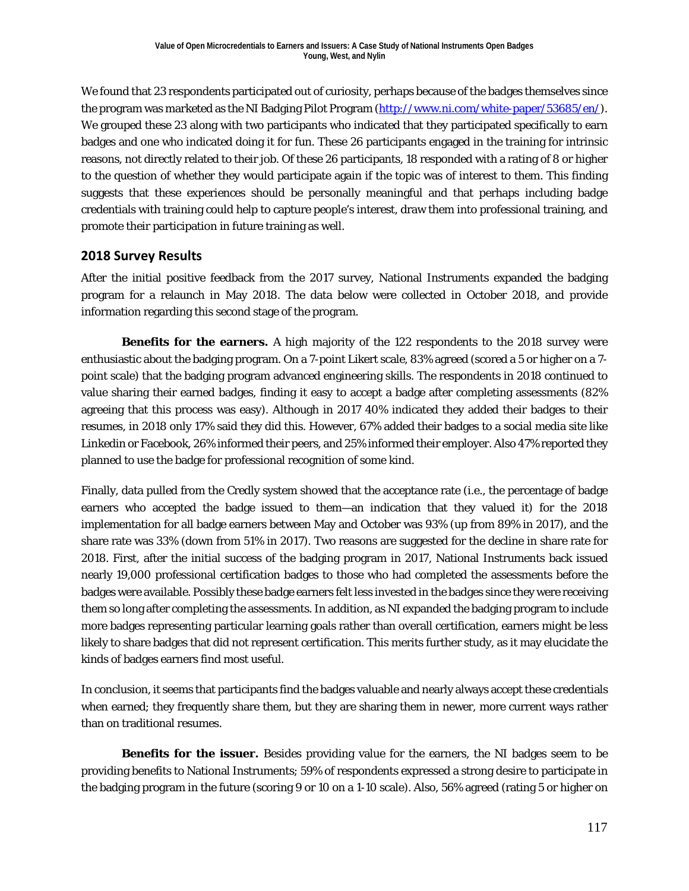We found that 23 respondents participated out of curiosity, perhaps because of the badges themselves since the program was marketed as the NI Badging Pilot Program (http://www.ni.com/white-paper/53685/en/). We grouped these 23 along with two participants who indicated that they participated specifically to earn badges and one who indicated doing it for fun. These 26 participants engaged in the training for intrinsic reasons, not directly related to their job. Of these 26 participants, 18 responded with a rating of 8 or higher to the question of whether they would participate again if the topic was of interest to them. This finding suggests that these experiences should be personally meaningful and that perhaps including badge credentials with training could help to capture people's interest, draw them into professional training, and promote their participation in future training as well.

## 2018 Survey Results

After the initial positive feedback from the 2017 survey, National Instruments expanded the badging program for a relaunch in May 2018. The data below were collected in October 2018, and provide information regarding this second stage of the program.

**Benefits for the earners.** A high majority of the 122 respondents to the 2018 survey were enthusiastic about the badging program. On a 7-point Likert scale, 83% agreed (scored a 5 or higher on a 7-point scale) that the badging program advanced engineering skills. The respondents in 2018 continued to value sharing their earned badges, finding it easy to accept a badge after completing assessments (82% agreeing that this process was easy). Although in 2017 40% indicated they added their badges to their resumes, in 2018 only 17% said they did this. However, 67% added their badges to a social media site like Linkedin or Facebook, 26% informed their peers, and 25% informed their employer. Also 47% reported they planned to use the badge for professional recognition of some kind.

Finally, data pulled from the Credly system showed that the acceptance rate (i.e., the percentage of badge earners who accepted the badge issued to them—an indication that they valued it) for the 2018 implementation for all badge earners between May and October was 93% (up from 89% in 2017), and the share rate was 33% (down from 51% in 2017). Two reasons are suggested for the decline in share rate for 2018. First, after the initial success of the badging program in 2017, National Instruments back issued nearly 19,000 professional certification badges to those who had completed the assessments before the badges were available. Possibly these badge earners felt less invested in the badges since they were receiving them so long after completing the assessments. In addition, as NI expanded the badging program to include more badges representing particular learning goals rather than overall certification, earners might be less likely to share badges that did not represent certification. This merits further study, as it may elucidate the kinds of badges earners find most useful.

In conclusion, it seems that participants find the badges valuable and nearly always accept these credentials when earned; they frequently share them, but they are sharing them in newer, more current ways rather than on traditional resumes.

**Benefits for the issuer.** Besides providing value for the earners, the NI badges seem to be providing benefits to National Instruments; 59% of respondents expressed a strong desire to participate in the badging program in the future (scoring 9 or 10 on a 1-10 scale). Also, 56% agreed (rating 5 or higher on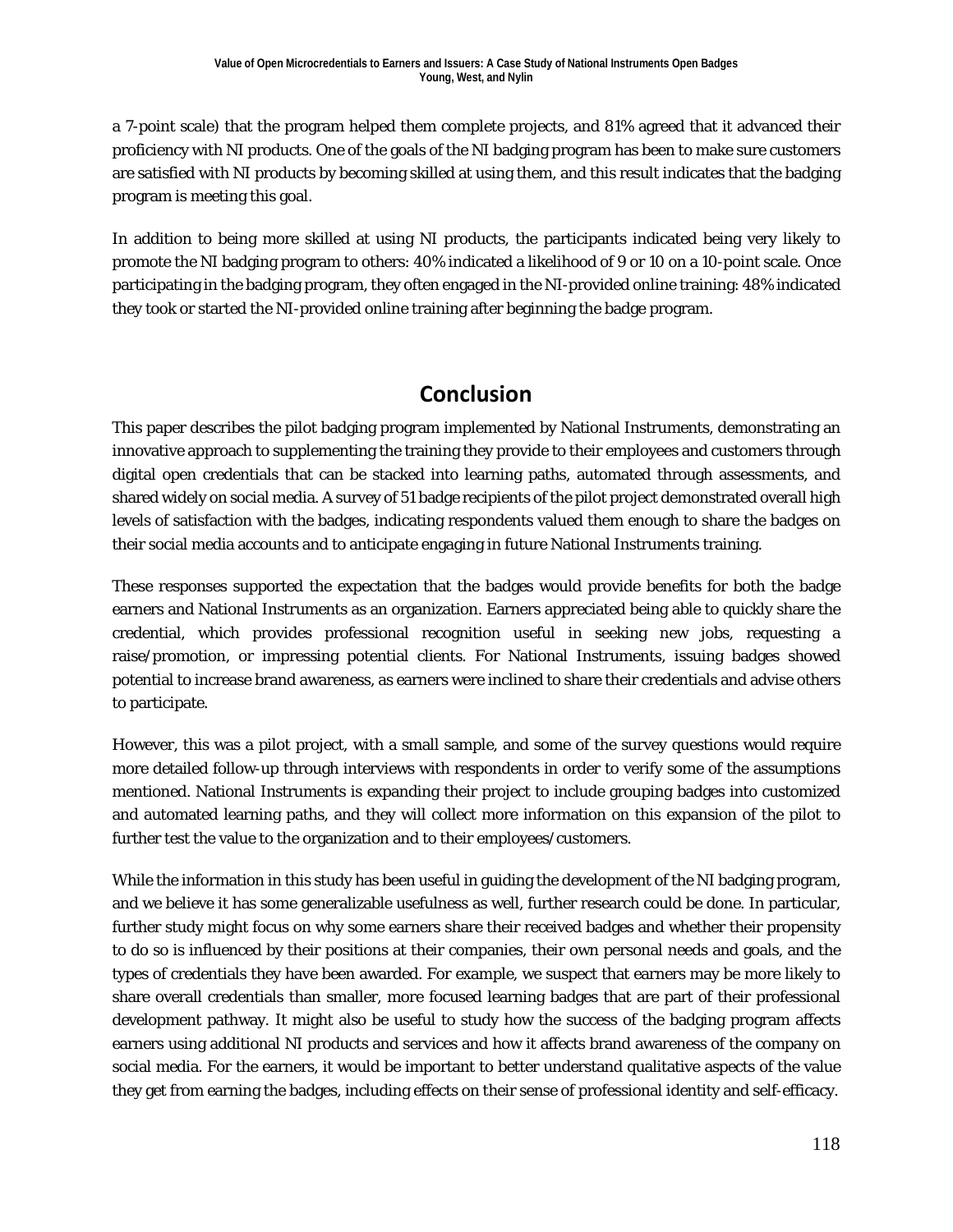a 7-point scale) that the program helped them complete projects, and 81% agreed that it advanced their proficiency with NI products. One of the goals of the NI badging program has been to make sure customers are satisfied with NI products by becoming skilled at using them, and this result indicates that the badging program is meeting this goal.

In addition to being more skilled at using NI products, the participants indicated being very likely to promote the NI badging program to others: 40% indicated a likelihood of 9 or 10 on a 10-point scale. Once participating in the badging program, they often engaged in the NI-provided online training: 48% indicated they took or started the NI-provided online training after beginning the badge program.

## Conclusion

This paper describes the pilot badging program implemented by National Instruments, demonstrating an innovative approach to supplementing the training they provide to their employees and customers through digital open credentials that can be stacked into learning paths, automated through assessments, and shared widely on social media. A survey of 51 badge recipients of the pilot project demonstrated overall high levels of satisfaction with the badges, indicating respondents valued them enough to share the badges on their social media accounts and to anticipate engaging in future National Instruments training.

These responses supported the expectation that the badges would provide benefits for both the badge earners and National Instruments as an organization. Earners appreciated being able to quickly share the credential, which provides professional recognition useful in seeking new jobs, requesting a raise/promotion, or impressing potential clients. For National Instruments, issuing badges showed potential to increase brand awareness, as earners were inclined to share their credentials and advise others to participate.

However, this was a pilot project, with a small sample, and some of the survey questions would require more detailed follow-up through interviews with respondents in order to verify some of the assumptions mentioned. National Instruments is expanding their project to include grouping badges into customized and automated learning paths, and they will collect more information on this expansion of the pilot to further test the value to the organization and to their employees/customers.

While the information in this study has been useful in guiding the development of the NI badging program, and we believe it has some generalizable usefulness as well, further research could be done. In particular, further study might focus on why some earners share their received badges and whether their propensity to do so is influenced by their positions at their companies, their own personal needs and goals, and the types of credentials they have been awarded. For example, we suspect that earners may be more likely to share overall credentials than smaller, more focused learning badges that are part of their professional development pathway. It might also be useful to study how the success of the badging program affects earners using additional NI products and services and how it affects brand awareness of the company on social media. For the earners, it would be important to better understand qualitative aspects of the value they get from earning the badges, including effects on their sense of professional identity and self-efficacy.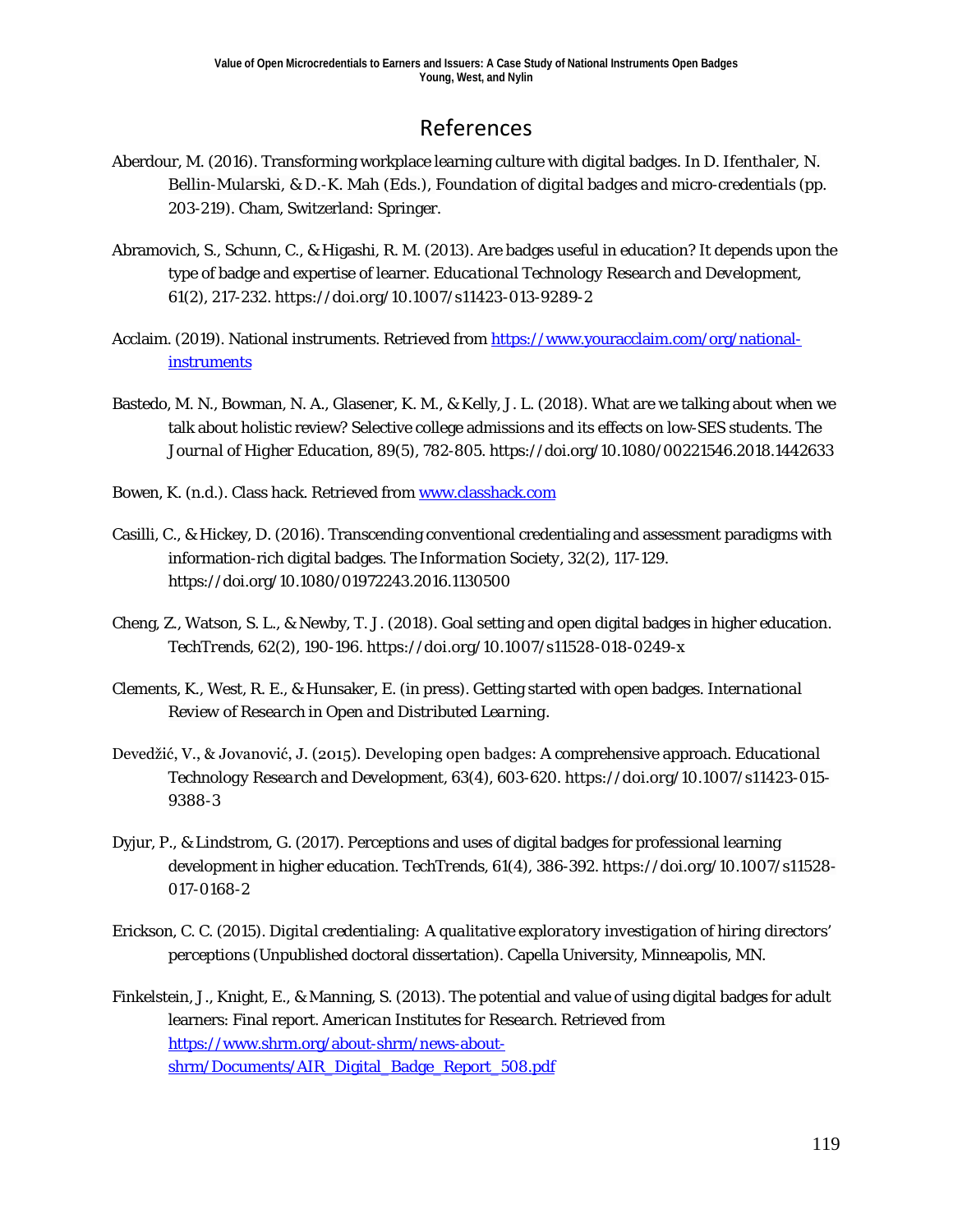# References

Aberdour, M. (2016). Transforming workplace learning culture with digital badges. In D. Ifenthaler, N. Bellin-Mularski, & D.-K. Mah (Eds.), *Foundation of digital badges and micro-credentials* (pp. 203-219). Cham, Switzerland: Springer.

Abramovich, S., Schunn, C., & Higashi, R. M. (2013). Are badges useful in education? It depends upon the type of badge and expertise of learner. *Educational Technology Research and Development*, 61(2), 217-232. https://doi.org/10.1007/s11423-013-9289-2

Acclaim. (2019). National instruments. Retrieved from https://www.youracclaim.com/org/national-instruments

Bastedo, M. N., Bowman, N. A., Glasener, K. M., & Kelly, J. L. (2018). What are we talking about when we talk about holistic review? Selective college admissions and its effects on low-SES students. *The Journal of Higher Education*, 89(5), 782-805. https://doi.org/10.1080/00221546.2018.1442633

Bowen, K. (n.d.). Class hack. Retrieved from www.classhack.com

Casilli, C., & Hickey, D. (2016). Transcending conventional credentialing and assessment paradigms with information-rich digital badges. *The Information Society*, 32(2), 117-129. https://doi.org/10.1080/01972243.2016.1130500

Cheng, Z., Watson, S. L., & Newby, T. J. (2018). Goal setting and open digital badges in higher education. *TechTrends*, 62(2), 190-196. https://doi.org/10.1007/s11528-018-0249-x

Clements, K., West, R. E., & Hunsaker, E. (in press). Getting started with open badges. *International Review of Research in Open and Distributed Learning*.

Devedžić, V., & Jovanović, J. (2015). Developing open badges: A comprehensive approach. *Educational Technology Research and Development*, 63(4), 603-620. https://doi.org/10.1007/s11423-015-9388-3

Dyjur, P., & Lindstrom, G. (2017). Perceptions and uses of digital badges for professional learning development in higher education. *TechTrends*, 61(4), 386-392. https://doi.org/10.1007/s11528-017-0168-2

Erickson, C. C. (2015). *Digital credentialing: A qualitative exploratory investigation of hiring directors' perceptions* (Unpublished doctoral dissertation). Capella University, Minneapolis, MN.

Finkelstein, J., Knight, E., & Manning, S. (2013). The potential and value of using digital badges for adult learners: Final report. *American Institutes for Research*. Retrieved from https://www.shrm.org/about-shrm/news-about-shrm/Documents/AIR_Digital_Badge_Report_508.pdf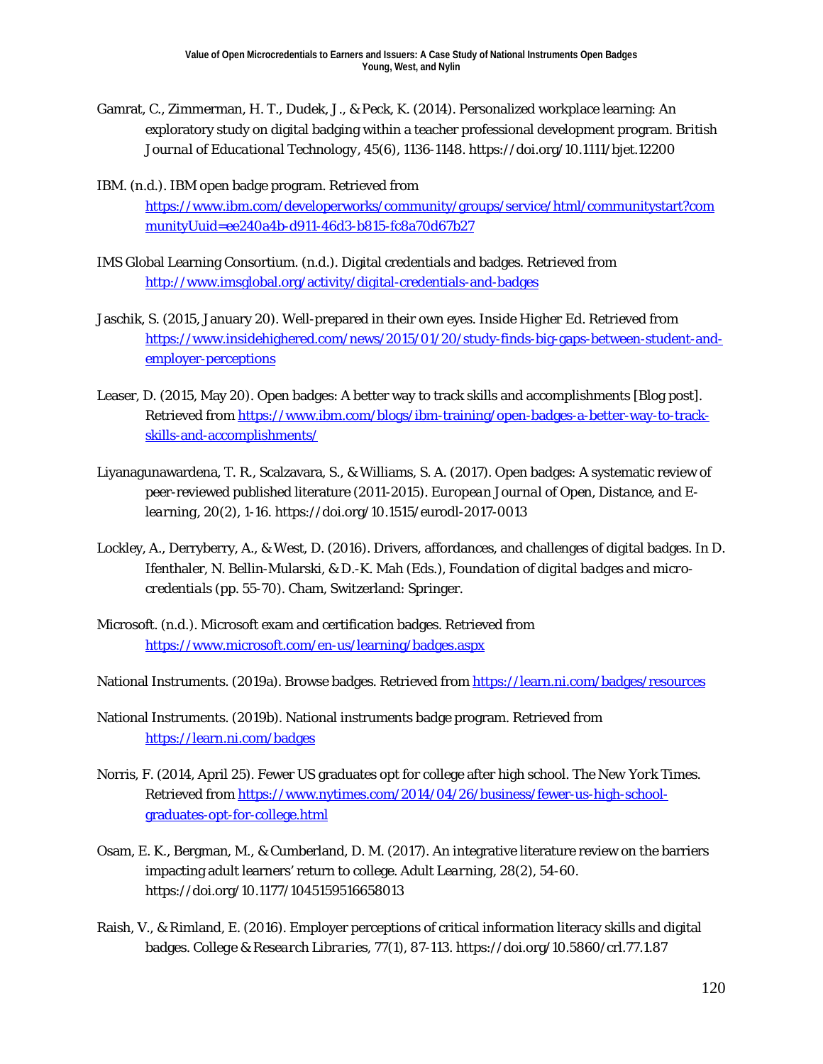Gamrat, C., Zimmerman, H. T., Dudek, J., & Peck, K. (2014). Personalized workplace learning: An exploratory study on digital badging within a teacher professional development program. *British Journal of Educational Technology, 45*(6), 1136-1148. https://doi.org/10.1111/bjet.12200

IBM. (n.d.). IBM open badge program. Retrieved from https://www.ibm.com/developerworks/community/groups/service/html/communitystart?communityUuid=ee240a4b-d911-46d3-b815-fc8a70d67b27

IMS Global Learning Consortium. (n.d.). Digital credentials and badges. Retrieved from http://www.imsglobal.org/activity/digital-credentials-and-badges

Jaschik, S. (2015, January 20). Well-prepared in their own eyes. *Inside Higher Ed*. Retrieved from https://www.insidehighered.com/news/2015/01/20/study-finds-big-gaps-between-student-and-employer-perceptions

Leaser, D. (2015, May 20). Open badges: A better way to track skills and accomplishments [Blog post]. Retrieved from https://www.ibm.com/blogs/ibm-training/open-badges-a-better-way-to-track-skills-and-accomplishments/

Liyanagunawardena, T. R., Scalzavara, S., & Williams, S. A. (2017). Open badges: A systematic review of peer-reviewed published literature (2011-2015). *European Journal of Open, Distance, and E-learning, 20*(2), 1-16. https://doi.org/10.1515/eurodl-2017-0013

Lockley, A., Derryberry, A., & West, D. (2016). Drivers, affordances, and challenges of digital badges. In D. Ifenthaler, N. Bellin-Mularski, & D.-K. Mah (Eds.), *Foundation of digital badges and micro-credentials* (pp. 55-70). Cham, Switzerland: Springer.

Microsoft. (n.d.). Microsoft exam and certification badges. Retrieved from https://www.microsoft.com/en-us/learning/badges.aspx

National Instruments. (2019a). Browse badges. Retrieved from https://learn.ni.com/badges/resources

National Instruments. (2019b). National instruments badge program. Retrieved from https://learn.ni.com/badges

Norris, F. (2014, April 25). Fewer US graduates opt for college after high school. *The New York Times*. Retrieved from https://www.nytimes.com/2014/04/26/business/fewer-us-high-school-graduates-opt-for-college.html

Osam, E. K., Bergman, M., & Cumberland, D. M. (2017). An integrative literature review on the barriers impacting adult learners' return to college. *Adult Learning, 28*(2), 54-60. https://doi.org/10.1177/1045159516658013

Raish, V., & Rimland, E. (2016). Employer perceptions of critical information literacy skills and digital badges. *College & Research Libraries, 77*(1), 87-113. https://doi.org/10.5860/crl.77.1.87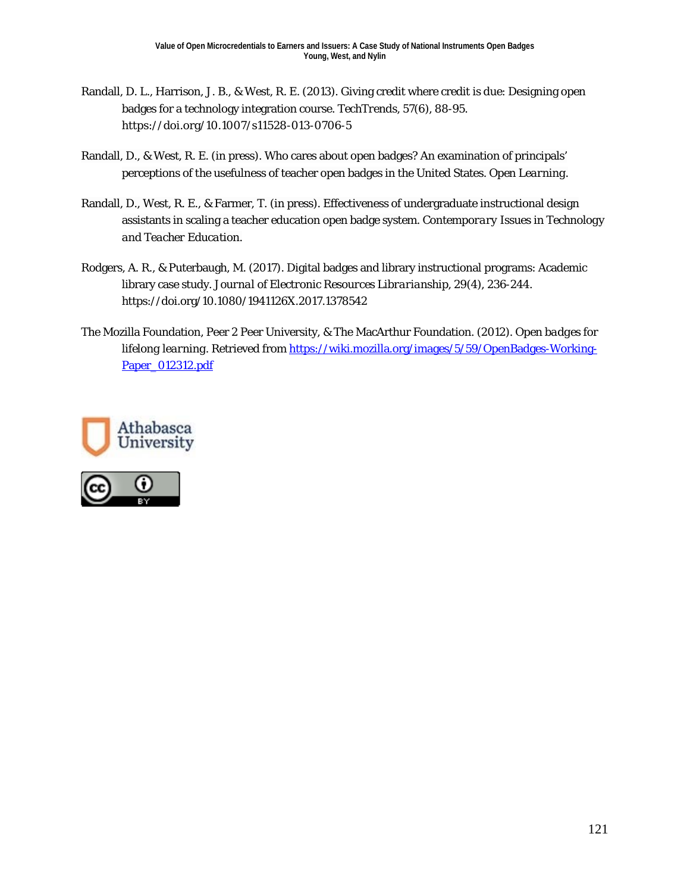Randall, D. L., Harrison, J. B., & West, R. E. (2013). Giving credit where credit is due: Designing open badges for a technology integration course. *TechTrends, 57*(6), 88-95. https://doi.org/10.1007/s11528-013-0706-5

Randall, D., & West, R. E. (in press). Who cares about open badges? An examination of principals' perceptions of the usefulness of teacher open badges in the United States. *Open Learning*.

Randall, D., West, R. E., & Farmer, T. (in press). Effectiveness of undergraduate instructional design assistants in scaling a teacher education open badge system. *Contemporary Issues in Technology and Teacher Education*.

Rodgers, A. R., & Puterbaugh, M. (2017). Digital badges and library instructional programs: Academic library case study. *Journal of Electronic Resources Librarianship, 29*(4), 236-244. https://doi.org/10.1080/1941126X.2017.1378542

The Mozilla Foundation, Peer 2 Peer University, & The MacArthur Foundation. (2012). *Open badges for lifelong learning*. Retrieved from https://wiki.mozilla.org/images/5/59/OpenBadges-Working-Paper_012312.pdf

Athabasca University